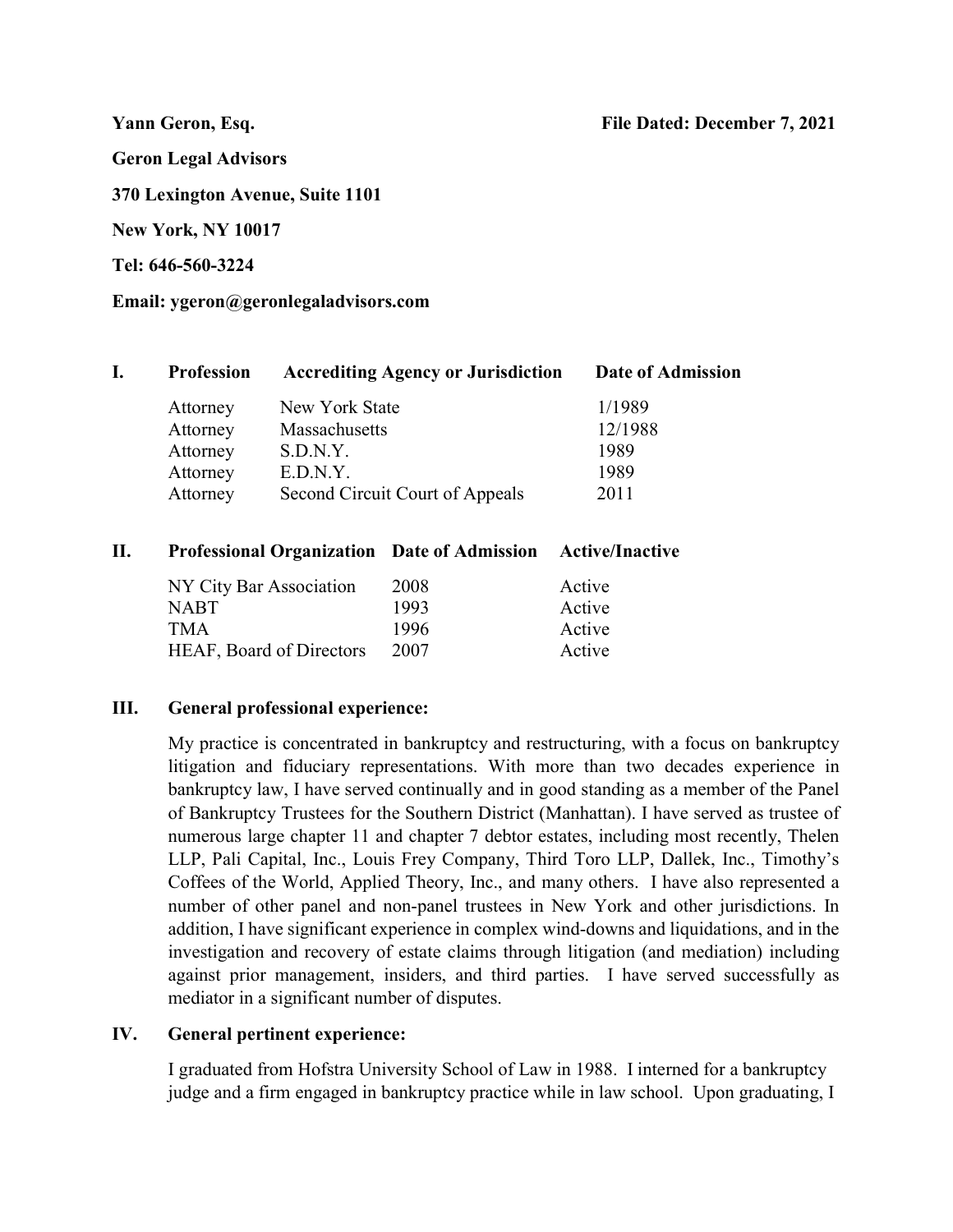**Yann Geron, Esq.** **File Dated: December 7, 2021**

**Geron Legal Advisors**

**370 Lexington Avenue, Suite 1101**

**New York, NY 10017**

**Tel: 646-560-3224**

**Email: ygeron@geronlegaladvisors.com**

## I. Profession

| Profession | Accrediting Agency or Jurisdiction | Date of Admission |
|---|---|---|
| Attorney | New York State | 1/1989 |
| Attorney | Massachusetts | 12/1988 |
| Attorney | S.D.N.Y. | 1989 |
| Attorney | E.D.N.Y. | 1989 |
| Attorney | Second Circuit Court of Appeals | 2011 |

## II. Professional Organization

| Professional Organization | Date of Admission | Active/Inactive |
|---|---|---|
| NY City Bar Association | 2008 | Active |
| NABT | 1993 | Active |
| TMA | 1996 | Active |
| HEAF, Board of Directors | 2007 | Active |

## III. General professional experience:

My practice is concentrated in bankruptcy and restructuring, with a focus on bankruptcy litigation and fiduciary representations. With more than two decades experience in bankruptcy law, I have served continually and in good standing as a member of the Panel of Bankruptcy Trustees for the Southern District (Manhattan). I have served as trustee of numerous large chapter 11 and chapter 7 debtor estates, including most recently, Thelen LLP, Pali Capital, Inc., Louis Frey Company, Third Toro LLP, Dallek, Inc., Timothy's Coffees of the World, Applied Theory, Inc., and many others. I have also represented a number of other panel and non-panel trustees in New York and other jurisdictions. In addition, I have significant experience in complex wind-downs and liquidations, and in the investigation and recovery of estate claims through litigation (and mediation) including against prior management, insiders, and third parties. I have served successfully as mediator in a significant number of disputes.

## IV. General pertinent experience:

I graduated from Hofstra University School of Law in 1988. I interned for a bankruptcy judge and a firm engaged in bankruptcy practice while in law school. Upon graduating, I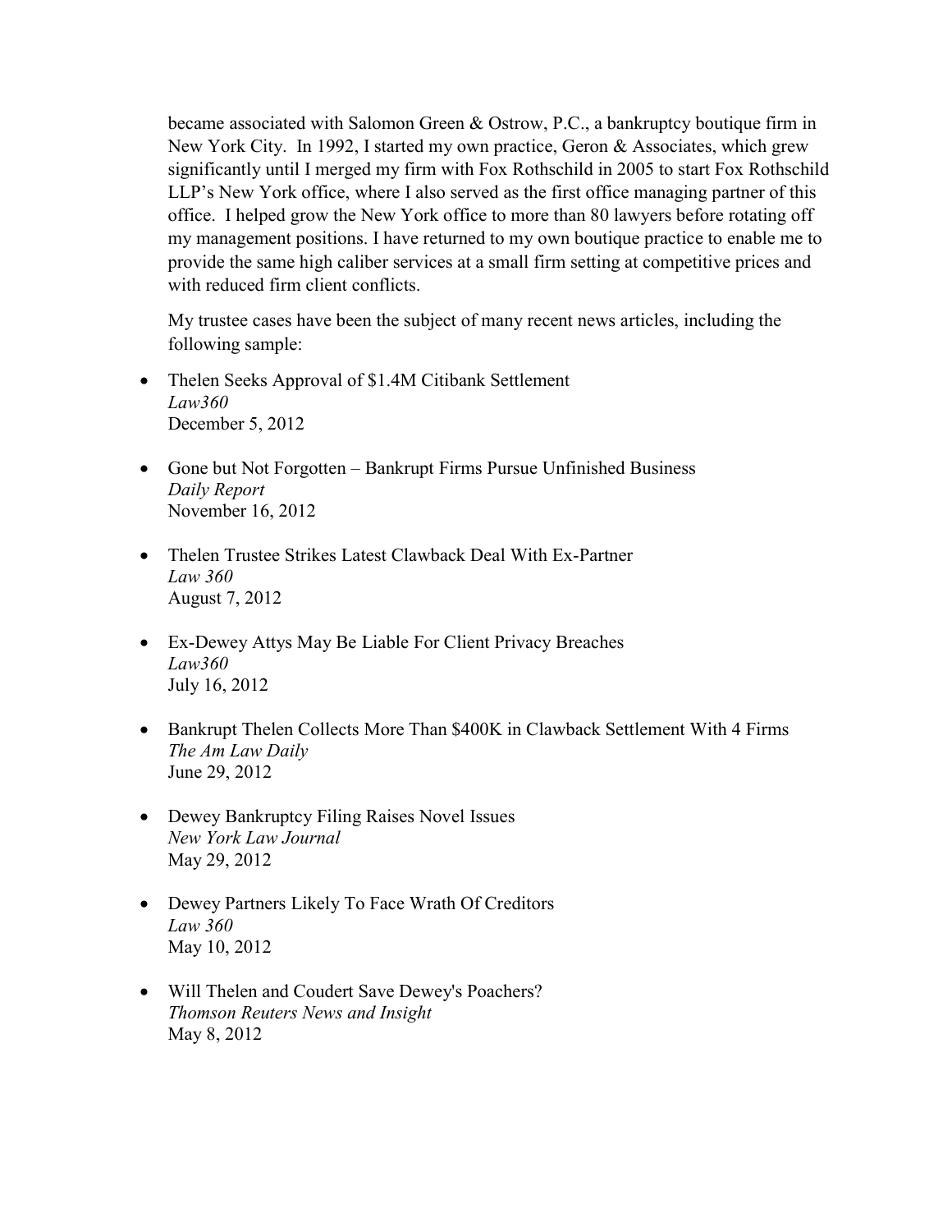became associated with Salomon Green & Ostrow, P.C., a bankruptcy boutique firm in New York City. In 1992, I started my own practice, Geron & Associates, which grew significantly until I merged my firm with Fox Rothschild in 2005 to start Fox Rothschild LLP's New York office, where I also served as the first office managing partner of this office. I helped grow the New York office to more than 80 lawyers before rotating off my management positions. I have returned to my own boutique practice to enable me to provide the same high caliber services at a small firm setting at competitive prices and with reduced firm client conflicts.

My trustee cases have been the subject of many recent news articles, including the following sample:

- Thelen Seeks Approval of $1.4M Citibank Settlement
  *Law360*
  December 5, 2012

- Gone but Not Forgotten – Bankrupt Firms Pursue Unfinished Business
  *Daily Report*
  November 16, 2012

- Thelen Trustee Strikes Latest Clawback Deal With Ex-Partner
  *Law 360*
  August 7, 2012

- Ex-Dewey Attys May Be Liable For Client Privacy Breaches
  *Law360*
  July 16, 2012

- Bankrupt Thelen Collects More Than $400K in Clawback Settlement With 4 Firms
  *The Am Law Daily*
  June 29, 2012

- Dewey Bankruptcy Filing Raises Novel Issues
  *New York Law Journal*
  May 29, 2012

- Dewey Partners Likely To Face Wrath Of Creditors
  *Law 360*
  May 10, 2012

- Will Thelen and Coudert Save Dewey's Poachers?
  *Thomson Reuters News and Insight*
  May 8, 2012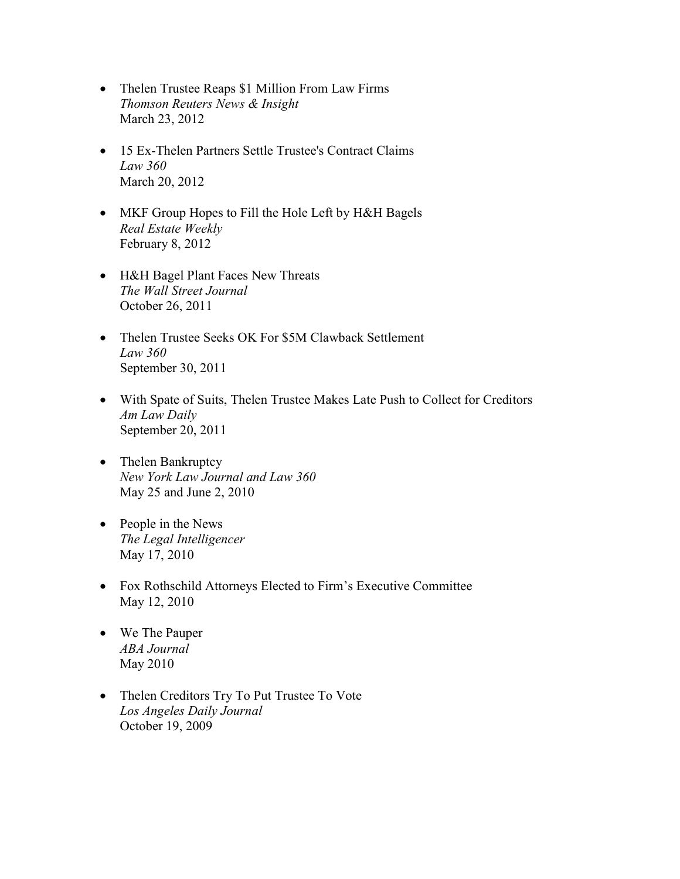- Thelen Trustee Reaps $1 Million From Law Firms
  *Thomson Reuters News & Insight*
  March 23, 2012

- 15 Ex-Thelen Partners Settle Trustee's Contract Claims
  *Law 360*
  March 20, 2012

- MKF Group Hopes to Fill the Hole Left by H&H Bagels
  *Real Estate Weekly*
  February 8, 2012

- H&H Bagel Plant Faces New Threats
  *The Wall Street Journal*
  October 26, 2011

- Thelen Trustee Seeks OK For $5M Clawback Settlement
  *Law 360*
  September 30, 2011

- With Spate of Suits, Thelen Trustee Makes Late Push to Collect for Creditors
  *Am Law Daily*
  September 20, 2011

- Thelen Bankruptcy
  *New York Law Journal and Law 360*
  May 25 and June 2, 2010

- People in the News
  *The Legal Intelligencer*
  May 17, 2010

- Fox Rothschild Attorneys Elected to Firm's Executive Committee
  May 12, 2010

- We The Pauper
  *ABA Journal*
  May 2010

- Thelen Creditors Try To Put Trustee To Vote
  *Los Angeles Daily Journal*
  October 19, 2009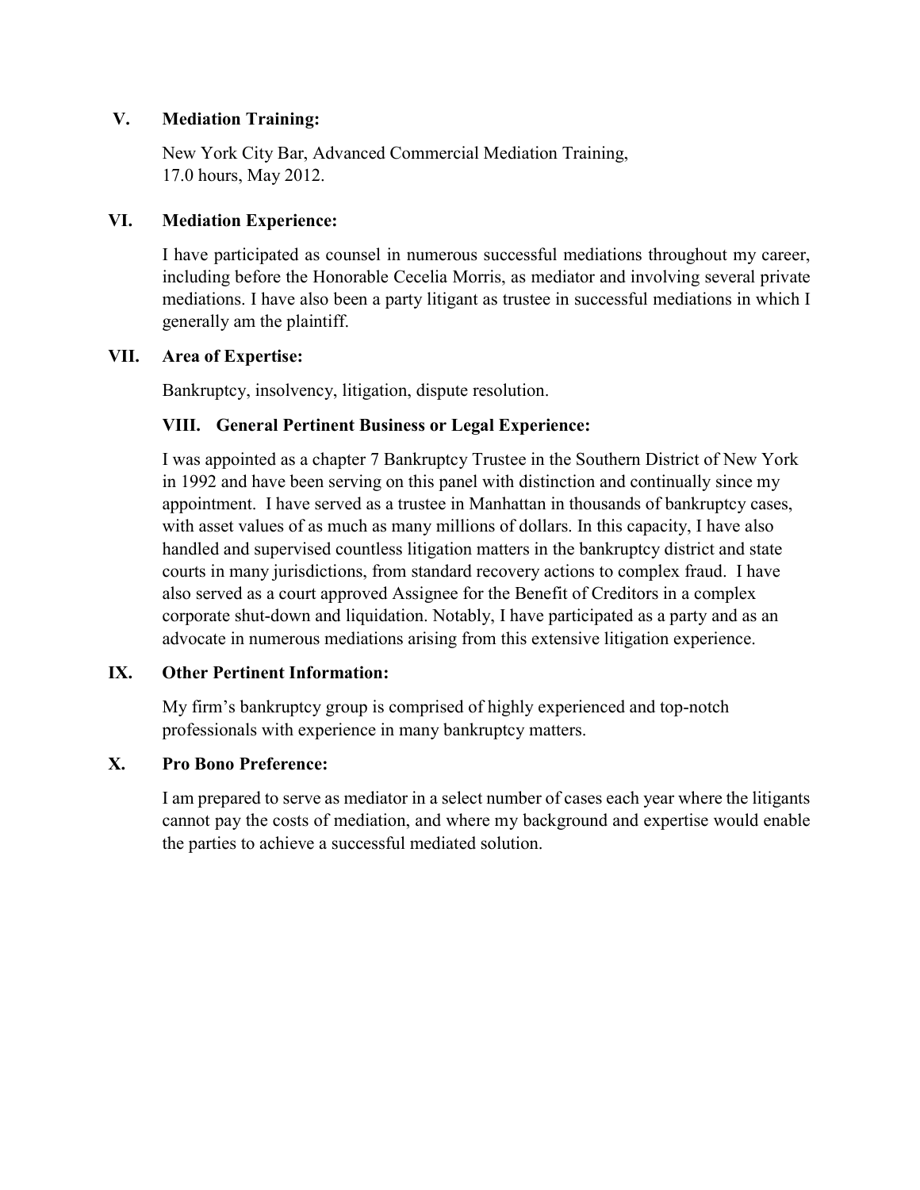## V. Mediation Training:

New York City Bar, Advanced Commercial Mediation Training,
17.0 hours, May 2012.

## VI. Mediation Experience:

I have participated as counsel in numerous successful mediations throughout my career, including before the Honorable Cecelia Morris, as mediator and involving several private mediations. I have also been a party litigant as trustee in successful mediations in which I generally am the plaintiff.

## VII. Area of Expertise:

Bankruptcy, insolvency, litigation, dispute resolution.

## VIII. General Pertinent Business or Legal Experience:

I was appointed as a chapter 7 Bankruptcy Trustee in the Southern District of New York in 1992 and have been serving on this panel with distinction and continually since my appointment. I have served as a trustee in Manhattan in thousands of bankruptcy cases, with asset values of as much as many millions of dollars. In this capacity, I have also handled and supervised countless litigation matters in the bankruptcy district and state courts in many jurisdictions, from standard recovery actions to complex fraud. I have also served as a court approved Assignee for the Benefit of Creditors in a complex corporate shut-down and liquidation. Notably, I have participated as a party and as an advocate in numerous mediations arising from this extensive litigation experience.

## IX. Other Pertinent Information:

My firm's bankruptcy group is comprised of highly experienced and top-notch professionals with experience in many bankruptcy matters.

## X. Pro Bono Preference:

I am prepared to serve as mediator in a select number of cases each year where the litigants cannot pay the costs of mediation, and where my background and expertise would enable the parties to achieve a successful mediated solution.